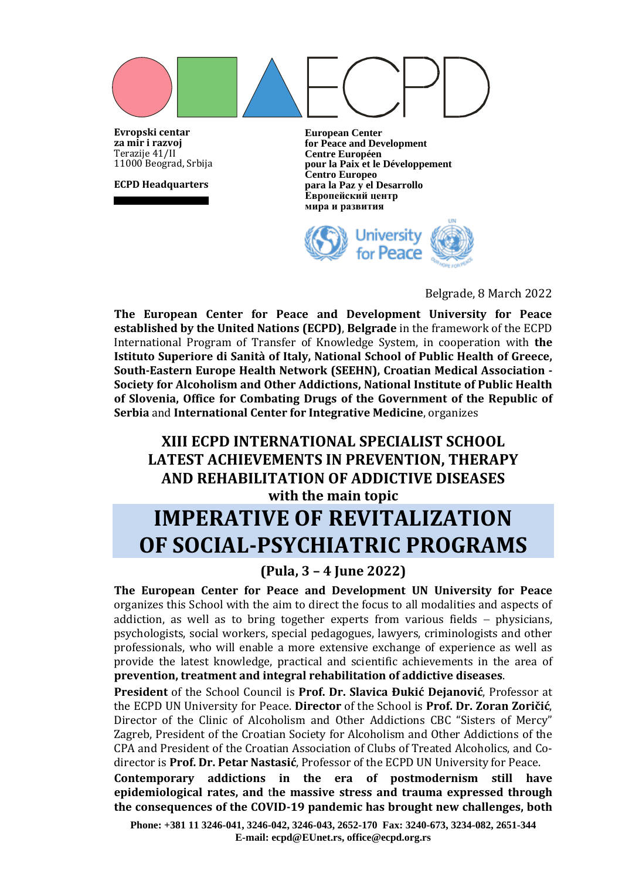ECPD

**Evropski centar za mir i razvoj**
Terazije 41/II
11000 Beograd, Srbija

**ECPD Headquarters**

**European Center for Peace and Development**
**Centre Européen pour la Paix et le Développement**
**Centro Europeo para la Paz y el Desarrollo**
**Европейский центр мира и развития**

University for Peace

Belgrade, 8 March 2022

**The European Center for Peace and Development University for Peace established by the United Nations (ECPD)**, **Belgrade** in the framework of the ECPD International Program of Transfer of Knowledge System, in cooperation with **the Istituto Superiore di Sanità of Italy, National School of Public Health of Greece, South-Eastern Europe Health Network (SEEHN), Croatian Medical Association - Society for Alcoholism and Other Addictions, National Institute of Public Health of Slovenia, Office for Combating Drugs of the Government of the Republic of Serbia** and **International Center for Integrative Medicine**, organizes

## XIII ECPD INTERNATIONAL SPECIALIST SCHOOL LATEST ACHIEVEMENTS IN PREVENTION, THERAPY AND REHABILITATION OF ADDICTIVE DISEASES

**with the main topic**

# IMPERATIVE OF REVITALIZATION OF SOCIAL-PSYCHIATRIC PROGRAMS

**(Pula, 3 – 4 June 2022)**

**The European Center for Peace and Development UN University for Peace** organizes this School with the aim to direct the focus to all modalities and aspects of addiction, as well as to bring together experts from various fields – physicians, psychologists, social workers, special pedagogues, lawyers, criminologists and other professionals, who will enable a more extensive exchange of experience as well as provide the latest knowledge, practical and scientific achievements in the area of **prevention, treatment and integral rehabilitation of addictive diseases**.

**President** of the School Council is **Prof. Dr. Slavica Đukić Dejanović**, Professor at the ECPD UN University for Peace. **Director** of the School is **Prof. Dr. Zoran Zoričić**, Director of the Clinic of Alcoholism and Other Addictions CBC "Sisters of Mercy" Zagreb, President of the Croatian Society for Alcoholism and Other Addictions of the CPA and President of the Croatian Association of Clubs of Treated Alcoholics, and Co-director is **Prof. Dr. Petar Nastasić**, Professor of the ECPD UN University for Peace.

**Contemporary addictions in the era of postmodernism still have epidemiological rates, and the massive stress and trauma expressed through the consequences of the COVID-19 pandemic has brought new challenges, both**

**Phone: +381 11 3246-041, 3246-042, 3246-043, 2652-170 Fax: 3240-673, 3234-082, 2651-344**
**E-mail: ecpd@EUnet.rs, office@ecpd.org.rs**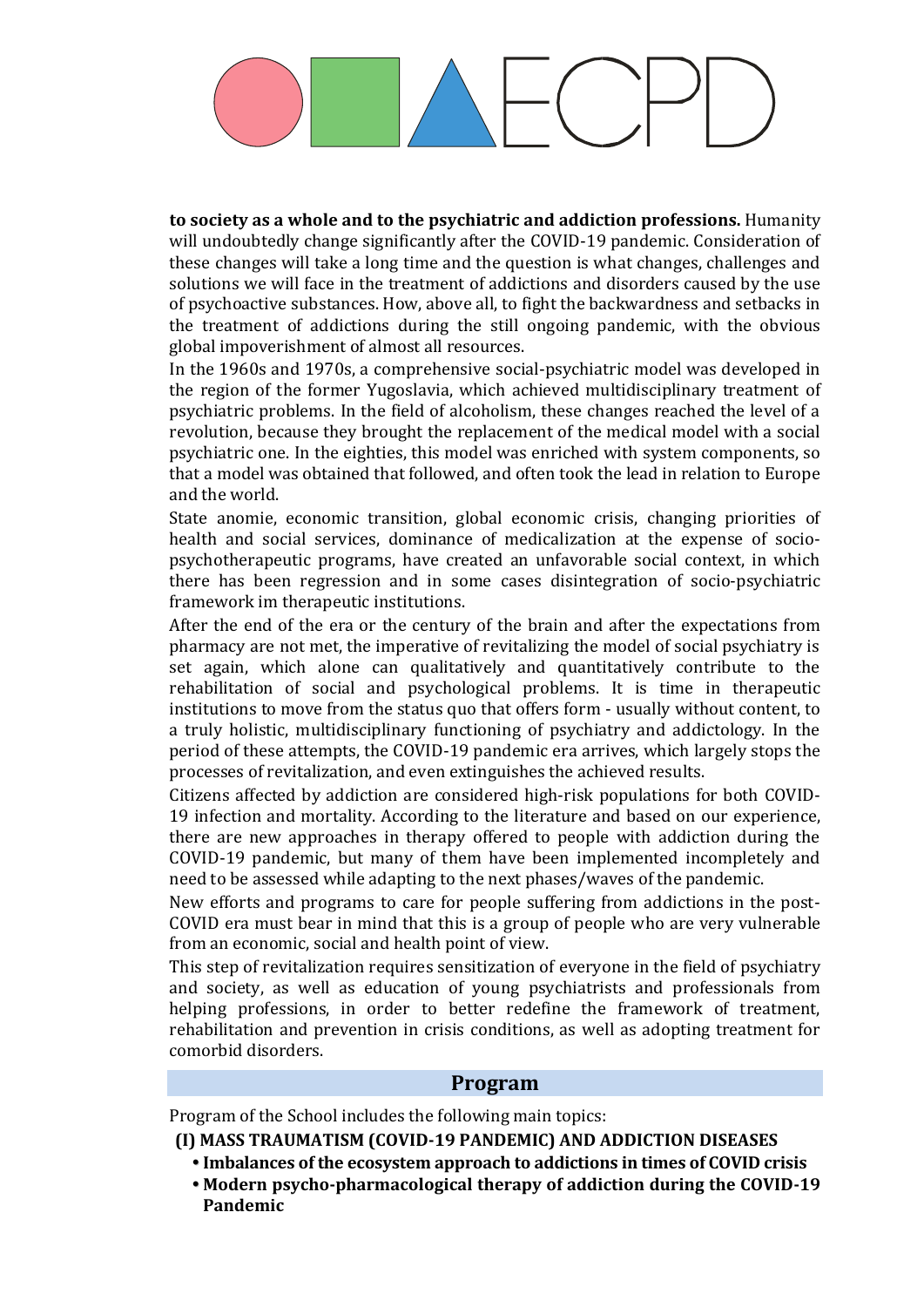**to society as a whole and to the psychiatric and addiction professions.** Humanity will undoubtedly change significantly after the COVID-19 pandemic. Consideration of these changes will take a long time and the question is what changes, challenges and solutions we will face in the treatment of addictions and disorders caused by the use of psychoactive substances. How, above all, to fight the backwardness and setbacks in the treatment of addictions during the still ongoing pandemic, with the obvious global impoverishment of almost all resources.

In the 1960s and 1970s, a comprehensive social-psychiatric model was developed in the region of the former Yugoslavia, which achieved multidisciplinary treatment of psychiatric problems. In the field of alcoholism, these changes reached the level of a revolution, because they brought the replacement of the medical model with a social psychiatric one. In the eighties, this model was enriched with system components, so that a model was obtained that followed, and often took the lead in relation to Europe and the world.

State anomie, economic transition, global economic crisis, changing priorities of health and social services, dominance of medicalization at the expense of socio-psychotherapeutic programs, have created an unfavorable social context, in which there has been regression and in some cases disintegration of socio-psychiatric framework im therapeutic institutions.

After the end of the era or the century of the brain and after the expectations from pharmacy are not met, the imperative of revitalizing the model of social psychiatry is set again, which alone can qualitatively and quantitatively contribute to the rehabilitation of social and psychological problems. It is time in therapeutic institutions to move from the status quo that offers form - usually without content, to a truly holistic, multidisciplinary functioning of psychiatry and addictology. In the period of these attempts, the COVID-19 pandemic era arrives, which largely stops the processes of revitalization, and even extinguishes the achieved results.

Citizens affected by addiction are considered high-risk populations for both COVID-19 infection and mortality. According to the literature and based on our experience, there are new approaches in therapy offered to people with addiction during the COVID-19 pandemic, but many of them have been implemented incompletely and need to be assessed while adapting to the next phases/waves of the pandemic.

New efforts and programs to care for people suffering from addictions in the post-COVID era must bear in mind that this is a group of people who are very vulnerable from an economic, social and health point of view.

This step of revitalization requires sensitization of everyone in the field of psychiatry and society, as well as education of young psychiatrists and professionals from helping professions, in order to better redefine the framework of treatment, rehabilitation and prevention in crisis conditions, as well as adopting treatment for comorbid disorders.

## Program

Program of the School includes the following main topics:

**(I) MASS TRAUMATISM (COVID-19 PANDEMIC) AND ADDICTION DISEASES**

- **Imbalances of the ecosystem approach to addictions in times of COVID crisis**
- **Modern psycho-pharmacological therapy of addiction during the COVID-19 Pandemic**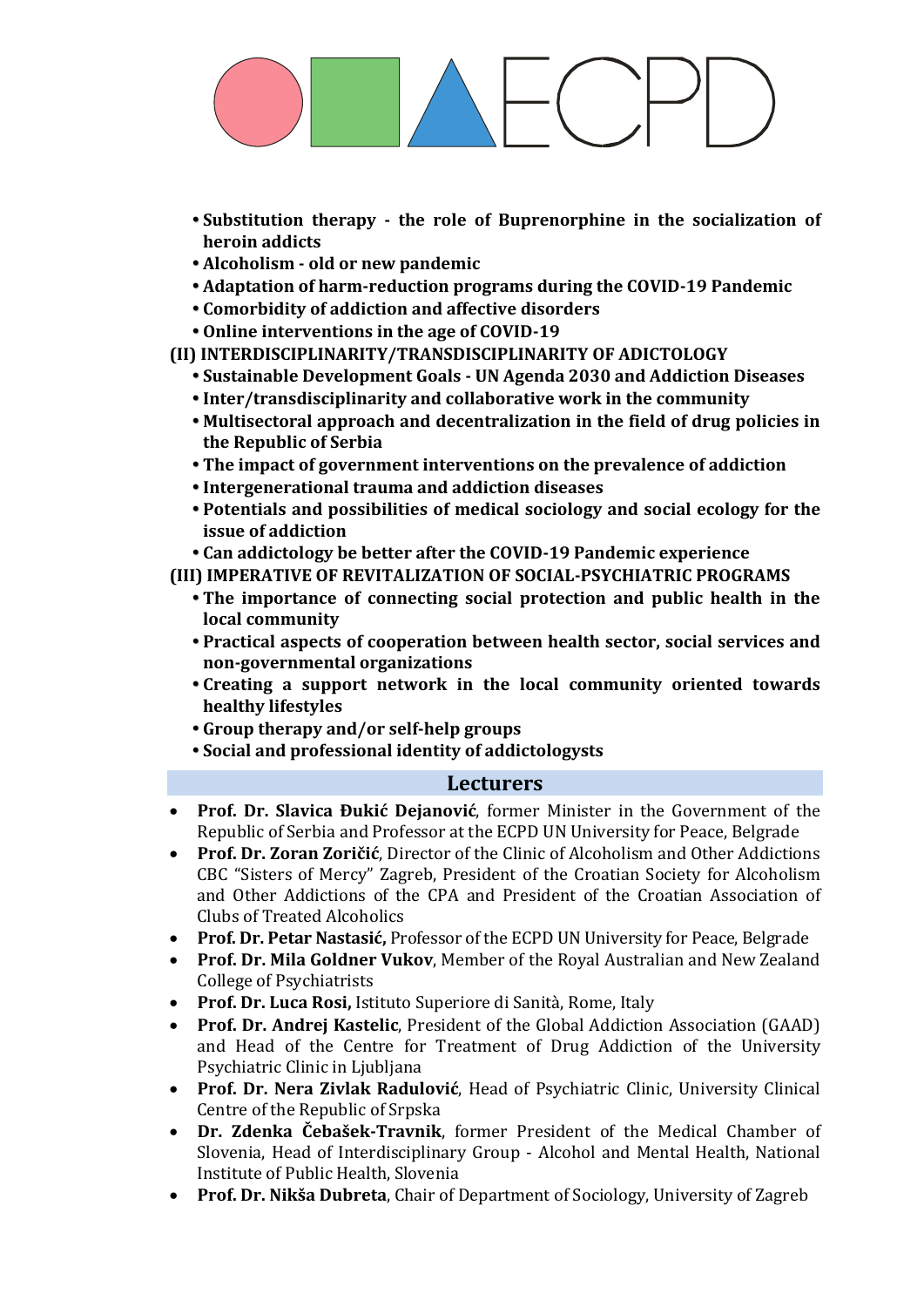- **Substitution therapy - the role of Buprenorphine in the socialization of heroin addicts**
- **Alcoholism - old or new pandemic**
- **Adaptation of harm-reduction programs during the COVID-19 Pandemic**
- **Comorbidity of addiction and affective disorders**
- **Online interventions in the age of COVID-19**

**(II) INTERDISCIPLINARITY/TRANSDISCIPLINARITY OF ADICTOLOGY**

- **Sustainable Development Goals - UN Agenda 2030 and Addiction Diseases**
- **Inter/transdisciplinarity and collaborative work in the community**
- **Multisectoral approach and decentralization in the field of drug policies in the Republic of Serbia**
- **The impact of government interventions on the prevalence of addiction**
- **Intergenerational trauma and addiction diseases**
- **Potentials and possibilities of medical sociology and social ecology for the issue of addiction**
- **Can addictology be better after the COVID-19 Pandemic experience**

**(III) IMPERATIVE OF REVITALIZATION OF SOCIAL-PSYCHIATRIC PROGRAMS**

- **The importance of connecting social protection and public health in the local community**
- **Practical aspects of cooperation between health sector, social services and non-governmental organizations**
- **Creating a support network in the local community oriented towards healthy lifestyles**
- **Group therapy and/or self-help groups**
- **Social and professional identity of addictologysts**

## Lecturers

- **Prof. Dr. Slavica Đukić Dejanović**, former Minister in the Government of the Republic of Serbia and Professor at the ECPD UN University for Peace, Belgrade
- **Prof. Dr. Zoran Zoričić**, Director of the Clinic of Alcoholism and Other Addictions CBC "Sisters of Mercy" Zagreb, President of the Croatian Society for Alcoholism and Other Addictions of the CPA and President of the Croatian Association of Clubs of Treated Alcoholics
- **Prof. Dr. Petar Nastasić,** Professor of the ECPD UN University for Peace, Belgrade
- **Prof. Dr. Mila Goldner Vukov**, Member of the Royal Australian and New Zealand College of Psychiatrists
- **Prof. Dr. Luca Rosi,** Istituto Superiore di Sanità, Rome, Italy
- **Prof. Dr. Andrej Kastelic**, President of the Global Addiction Association (GAAD) and Head of the Centre for Treatment of Drug Addiction of the University Psychiatric Clinic in Ljubljana
- **Prof. Dr. Nera Zivlak Radulović**, Head of Psychiatric Clinic, University Clinical Centre of the Republic of Srpska
- **Dr. Zdenka Čebašek-Travnik**, former President of the Medical Chamber of Slovenia, Head of Interdisciplinary Group - Alcohol and Mental Health, National Institute of Public Health, Slovenia
- **Prof. Dr. Nikša Dubreta**, Chair of Department of Sociology, University of Zagreb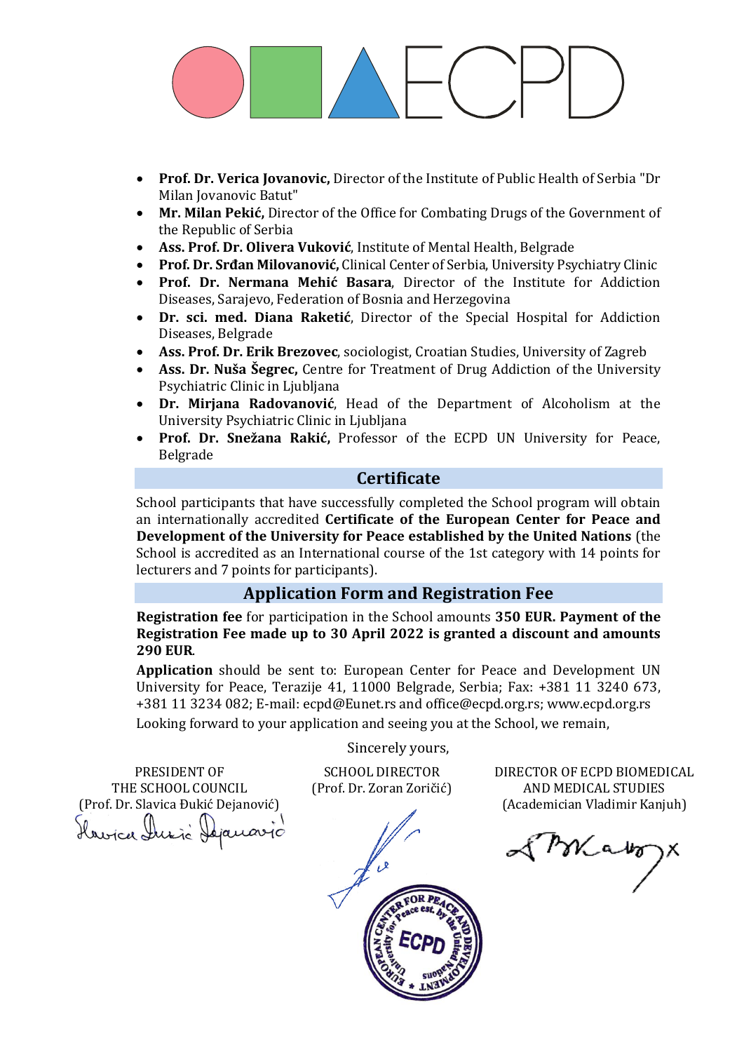- **Prof. Dr. Verica Jovanovic,** Director of the Institute of Public Health of Serbia "Dr Milan Jovanovic Batut"
- **Mr. Milan Pekić,** Director of the Office for Combating Drugs of the Government of the Republic of Serbia
- **Ass. Prof. Dr. Olivera Vuković**, Institute of Mental Health, Belgrade
- **Prof. Dr. Srđan Milovanović,** Clinical Center of Serbia, University Psychiatry Clinic
- **Prof. Dr. Nermana Mehić Basara**, Director of the Institute for Addiction Diseases, Sarajevo, Federation of Bosnia and Herzegovina
- **Dr. sci. med. Diana Raketić**, Director of the Special Hospital for Addiction Diseases, Belgrade
- **Ass. Prof. Dr. Erik Brezovec**, sociologist, Croatian Studies, University of Zagreb
- **Ass. Dr. Nuša Šegrec,** Centre for Treatment of Drug Addiction of the University Psychiatric Clinic in Ljubljana
- **Dr. Mirjana Radovanović**, Head of the Department of Alcoholism at the University Psychiatric Clinic in Ljubljana
- **Prof. Dr. Snežana Rakić,** Professor of the ECPD UN University for Peace, Belgrade

## Certificate

School participants that have successfully completed the School program will obtain an internationally accredited **Certificate of the European Center for Peace and Development of the University for Peace established by the United Nations** (the School is accredited as an International course of the 1st category with 14 points for lecturers and 7 points for participants).

## Application Form and Registration Fee

**Registration fee** for participation in the School amounts **350 EUR. Payment of the Registration Fee made up to 30 April 2022 is granted a discount and amounts 290 EUR**.

**Application** should be sent to: European Center for Peace and Development UN University for Peace, Terazije 41, 11000 Belgrade, Serbia; Fax: +381 11 3240 673, +381 11 3234 082; E-mail: ecpd@Eunet.rs and office@ecpd.org.rs; www.ecpd.org.rs

Looking forward to your application and seeing you at the School, we remain,

Sincerely yours,

PRESIDENT OF THE SCHOOL COUNCIL
(Prof. Dr. Slavica Đukić Dejanović)

SCHOOL DIRECTOR
(Prof. Dr. Zoran Zoričić)

DIRECTOR OF ECPD BIOMEDICAL AND MEDICAL STUDIES
(Academician Vladimir Kanjuh)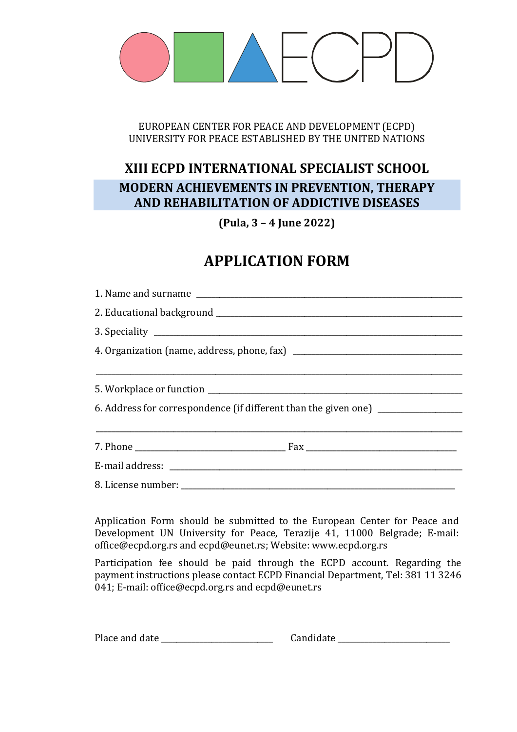ECPD

EUROPEAN CENTER FOR PEACE AND DEVELOPMENT (ECPD)
UNIVERSITY FOR PEACE ESTABLISHED BY THE UNITED NATIONS

## XIII ECPD INTERNATIONAL SPECIALIST SCHOOL

## MODERN ACHIEVEMENTS IN PREVENTION, THERAPY AND REHABILITATION OF ADDICTIVE DISEASES

**(Pula, 3 – 4 June 2022)**

# APPLICATION FORM

1. Name and surname ______________________________________________

2. Educational background ______________________________________________

3. Speciality ______________________________________________

4. Organization (name, address, phone, fax) ______________________________

______________________________________________________________________

5. Workplace or function ______________________________________________

6. Address for correspondence (if different than the given one) ______________

______________________________________________________________________

7. Phone ______________________ Fax ______________________

E-mail address: ______________________________________________

8. License number: ______________________________________________

Application Form should be submitted to the European Center for Peace and Development UN University for Peace, Terazije 41, 11000 Belgrade; E-mail: office@ecpd.org.rs and ecpd@eunet.rs; Website: www.ecpd.org.rs

Participation fee should be paid through the ECPD account. Regarding the payment instructions please contact ECPD Financial Department, Tel: 381 11 3246 041; E-mail: office@ecpd.org.rs and ecpd@eunet.rs

Place and date ____________________ Candidate ____________________